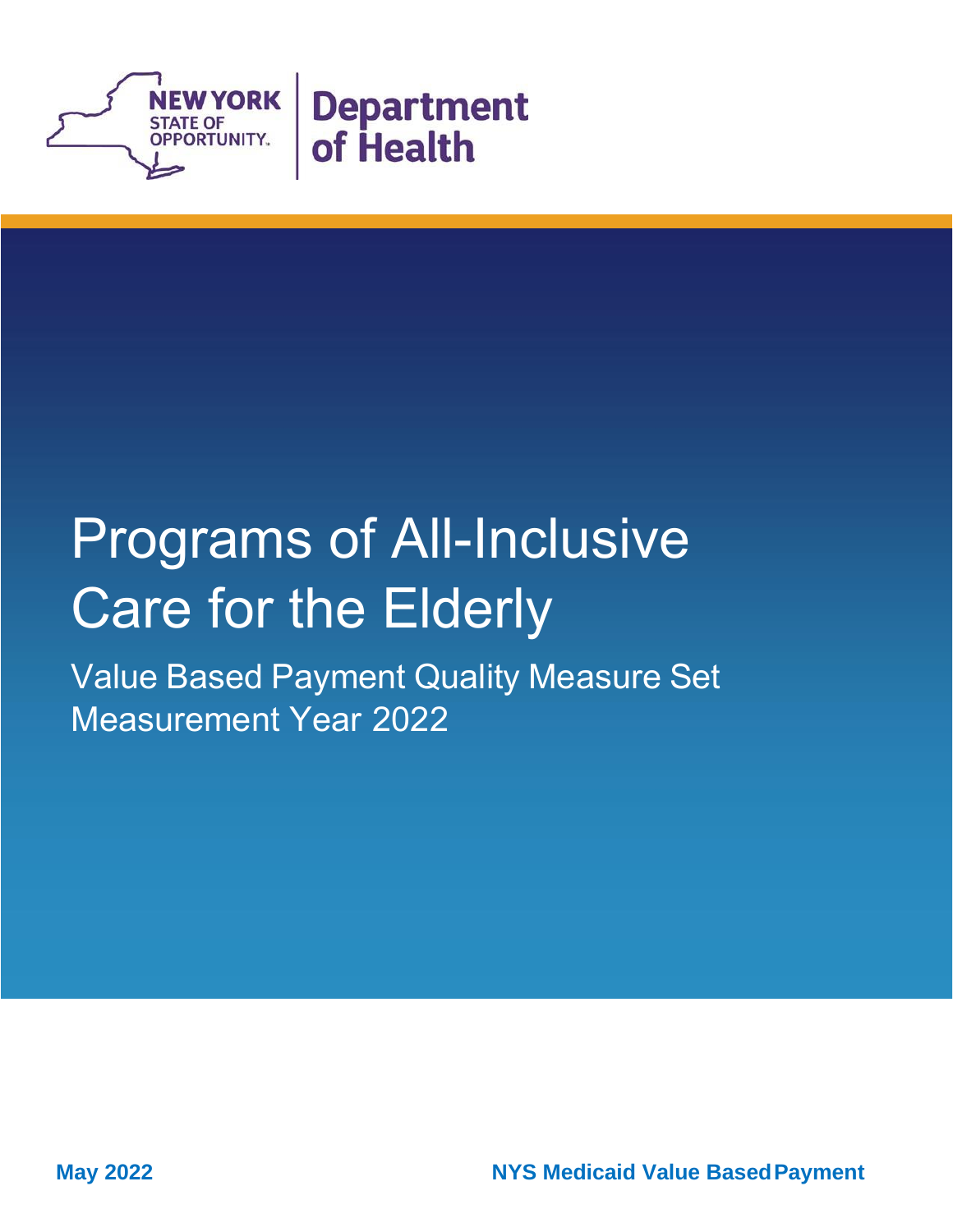NEW YORK STATE OF OPPORTUNITY. | Department of Health

# Programs of All-Inclusive Care for the Elderly

## Value Based Payment Quality Measure Set Measurement Year 2022

**May 2022**

**NYS Medicaid Value Based Payment**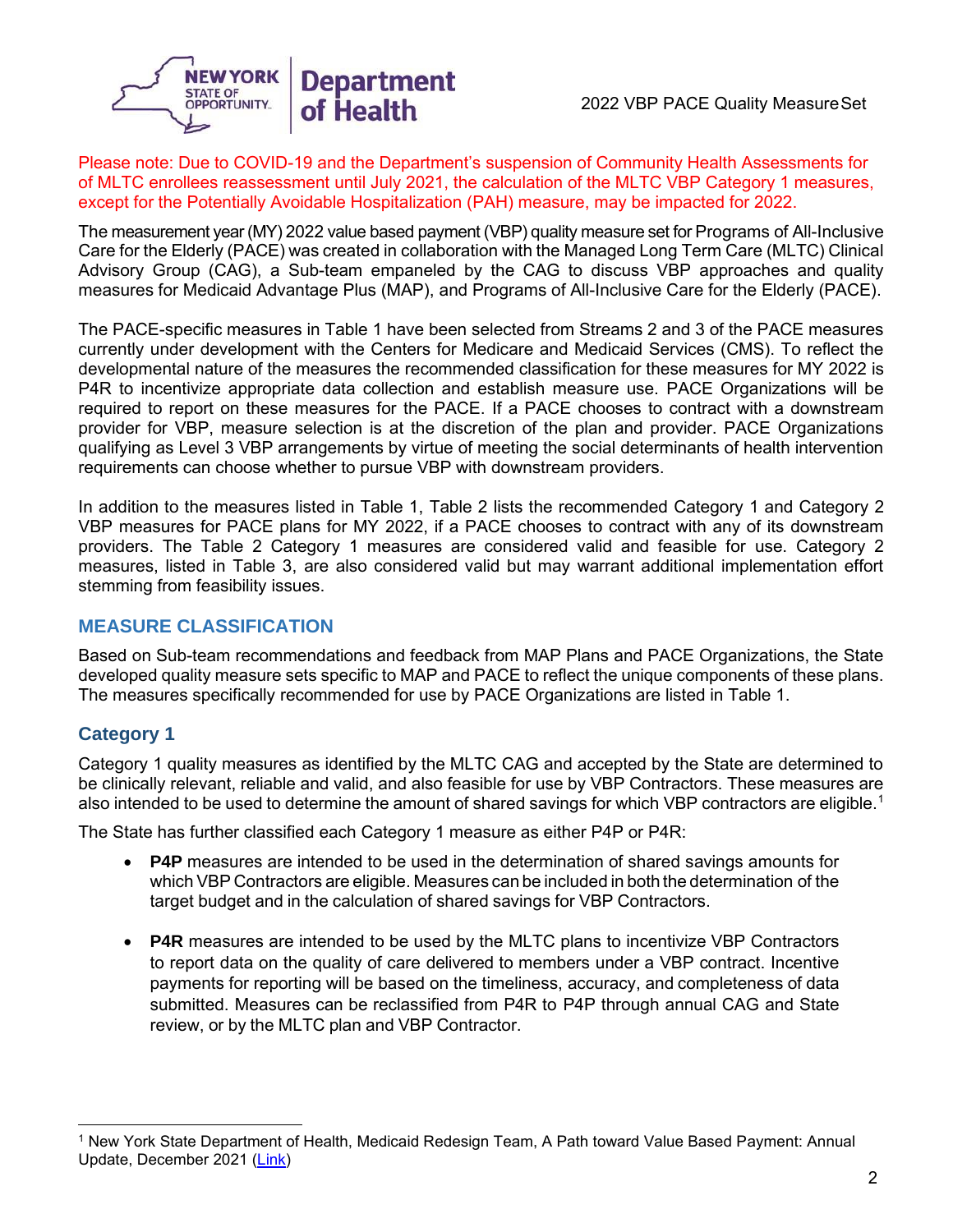Please note: Due to COVID-19 and the Department's suspension of Community Health Assessments for of MLTC enrollees reassessment until July 2021, the calculation of the MLTC VBP Category 1 measures, except for the Potentially Avoidable Hospitalization (PAH) measure, may be impacted for 2022.

The measurement year (MY) 2022 value based payment (VBP) quality measure set for Programs of All-Inclusive Care for the Elderly (PACE) was created in collaboration with the Managed Long Term Care (MLTC) Clinical Advisory Group (CAG), a Sub-team empaneled by the CAG to discuss VBP approaches and quality measures for Medicaid Advantage Plus (MAP), and Programs of All-Inclusive Care for the Elderly (PACE).

The PACE-specific measures in Table 1 have been selected from Streams 2 and 3 of the PACE measures currently under development with the Centers for Medicare and Medicaid Services (CMS). To reflect the developmental nature of the measures the recommended classification for these measures for MY 2022 is P4R to incentivize appropriate data collection and establish measure use. PACE Organizations will be required to report on these measures for the PACE. If a PACE chooses to contract with a downstream provider for VBP, measure selection is at the discretion of the plan and provider. PACE Organizations qualifying as Level 3 VBP arrangements by virtue of meeting the social determinants of health intervention requirements can choose whether to pursue VBP with downstream providers.

In addition to the measures listed in Table 1, Table 2 lists the recommended Category 1 and Category 2 VBP measures for PACE plans for MY 2022, if a PACE chooses to contract with any of its downstream providers. The Table 2 Category 1 measures are considered valid and feasible for use. Category 2 measures, listed in Table 3, are also considered valid but may warrant additional implementation effort stemming from feasibility issues.

## MEASURE CLASSIFICATION

Based on Sub-team recommendations and feedback from MAP Plans and PACE Organizations, the State developed quality measure sets specific to MAP and PACE to reflect the unique components of these plans. The measures specifically recommended for use by PACE Organizations are listed in Table 1.

### Category 1

Category 1 quality measures as identified by the MLTC CAG and accepted by the State are determined to be clinically relevant, reliable and valid, and also feasible for use by VBP Contractors. These measures are also intended to be used to determine the amount of shared savings for which VBP contractors are eligible.[1]

The State has further classified each Category 1 measure as either P4P or P4R:

- **P4P** measures are intended to be used in the determination of shared savings amounts for which VBP Contractors are eligible. Measures can be included in both the determination of the target budget and in the calculation of shared savings for VBP Contractors.

- **P4R** measures are intended to be used by the MLTC plans to incentivize VBP Contractors to report data on the quality of care delivered to members under a VBP contract. Incentive payments for reporting will be based on the timeliness, accuracy, and completeness of data submitted. Measures can be reclassified from P4R to P4P through annual CAG and State review, or by the MLTC plan and VBP Contractor.

[1] New York State Department of Health, Medicaid Redesign Team, A Path toward Value Based Payment: Annual Update, December 2021 (Link)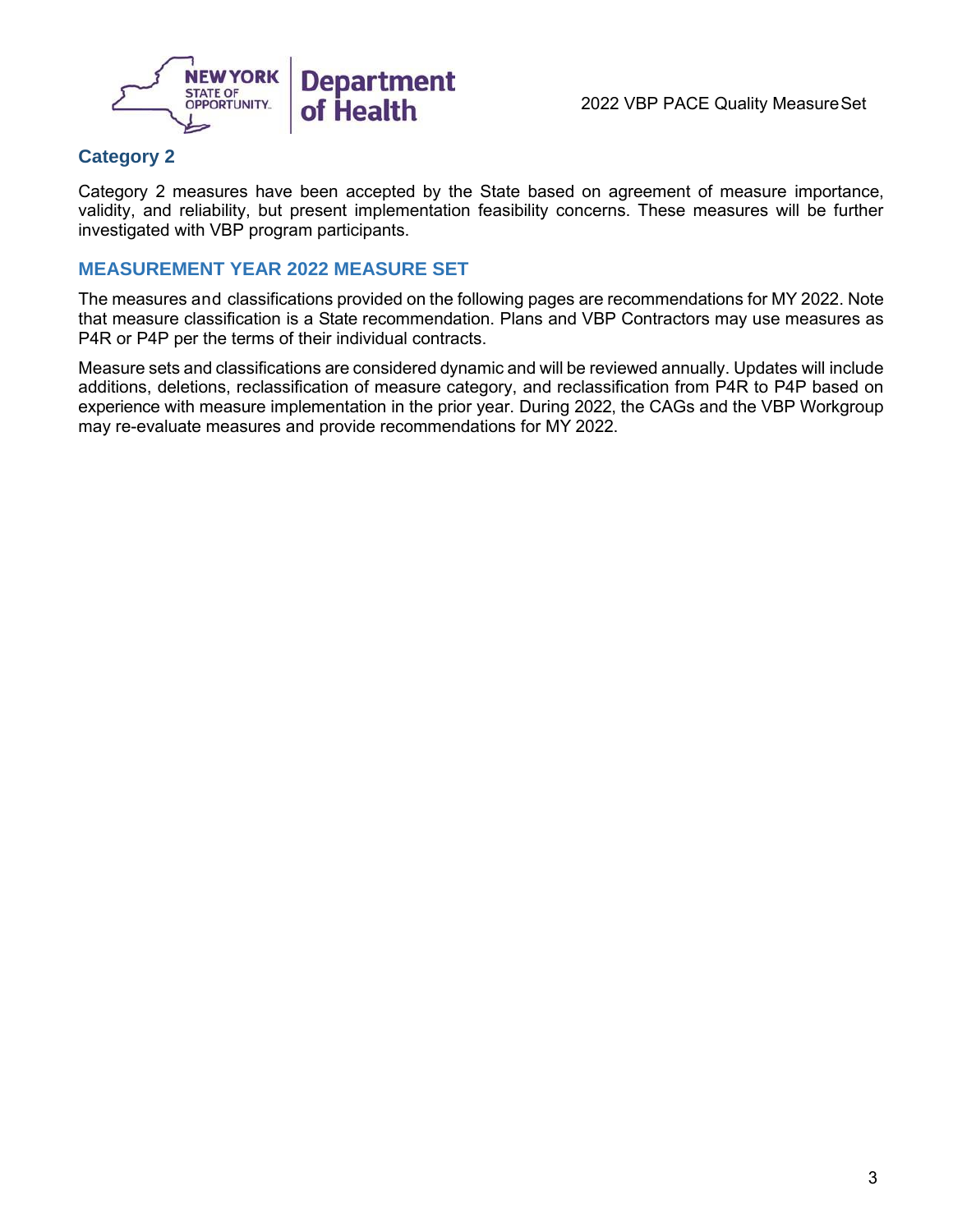### Category 2

Category 2 measures have been accepted by the State based on agreement of measure importance, validity, and reliability, but present implementation feasibility concerns. These measures will be further investigated with VBP program participants.

## MEASUREMENT YEAR 2022 MEASURE SET

The measures and classifications provided on the following pages are recommendations for MY 2022. Note that measure classification is a State recommendation. Plans and VBP Contractors may use measures as P4R or P4P per the terms of their individual contracts.

Measure sets and classifications are considered dynamic and will be reviewed annually. Updates will include additions, deletions, reclassification of measure category, and reclassification from P4R to P4P based on experience with measure implementation in the prior year. During 2022, the CAGs and the VBP Workgroup may re-evaluate measures and provide recommendations for MY 2022.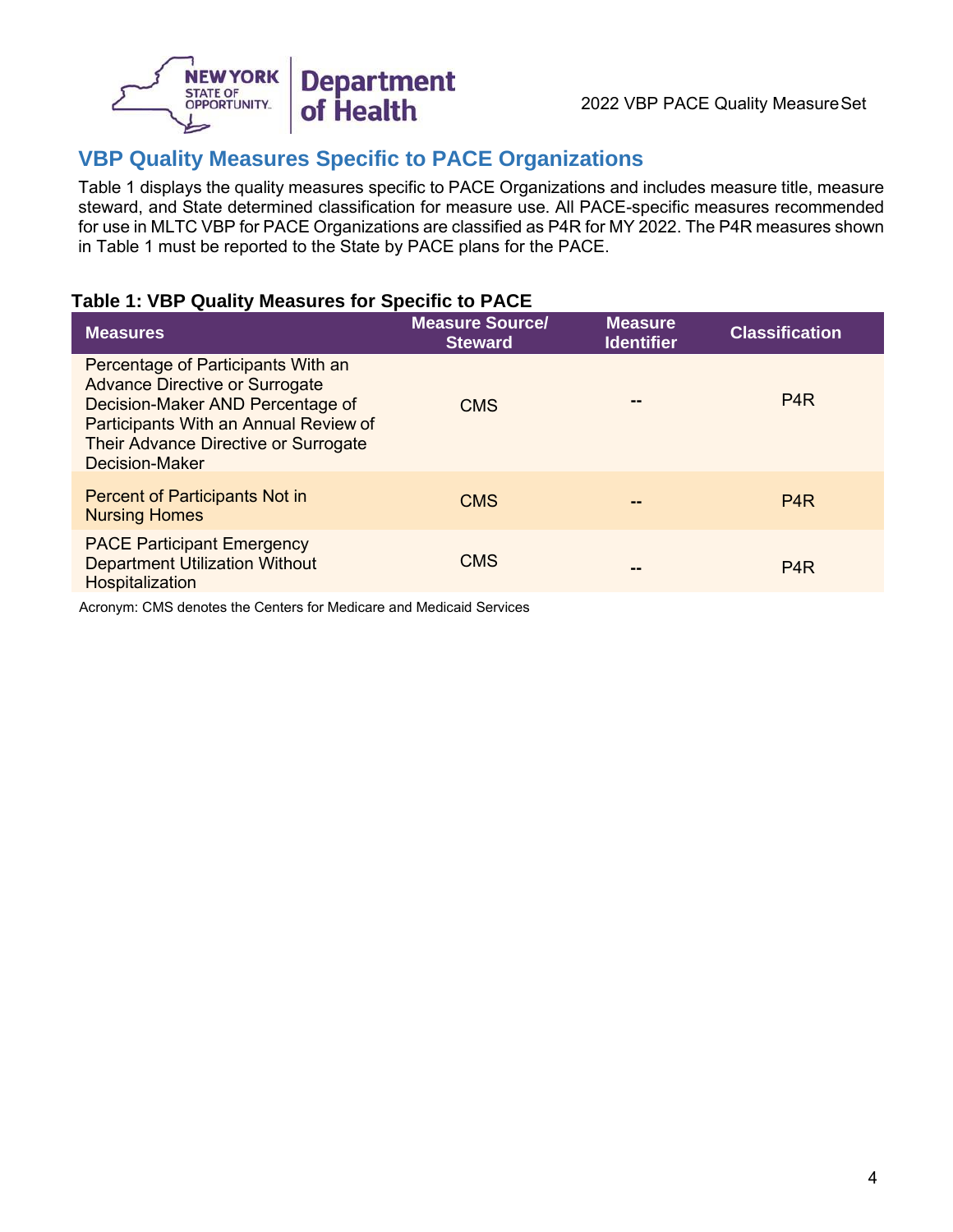## VBP Quality Measures Specific to PACE Organizations

Table 1 displays the quality measures specific to PACE Organizations and includes measure title, measure steward, and State determined classification for measure use. All PACE-specific measures recommended for use in MLTC VBP for PACE Organizations are classified as P4R for MY 2022. The P4R measures shown in Table 1 must be reported to the State by PACE plans for the PACE.

**Table 1: VBP Quality Measures for Specific to PACE**

| Measures | Measure Source/ Steward | Measure Identifier | Classification |
|---|---|---|---|
| Percentage of Participants With an Advance Directive or Surrogate Decision-Maker AND Percentage of Participants With an Annual Review of Their Advance Directive or Surrogate Decision-Maker | CMS | -- | P4R |
| Percent of Participants Not in Nursing Homes | CMS | -- | P4R |
| PACE Participant Emergency Department Utilization Without Hospitalization | CMS | -- | P4R |

Acronym: CMS denotes the Centers for Medicare and Medicaid Services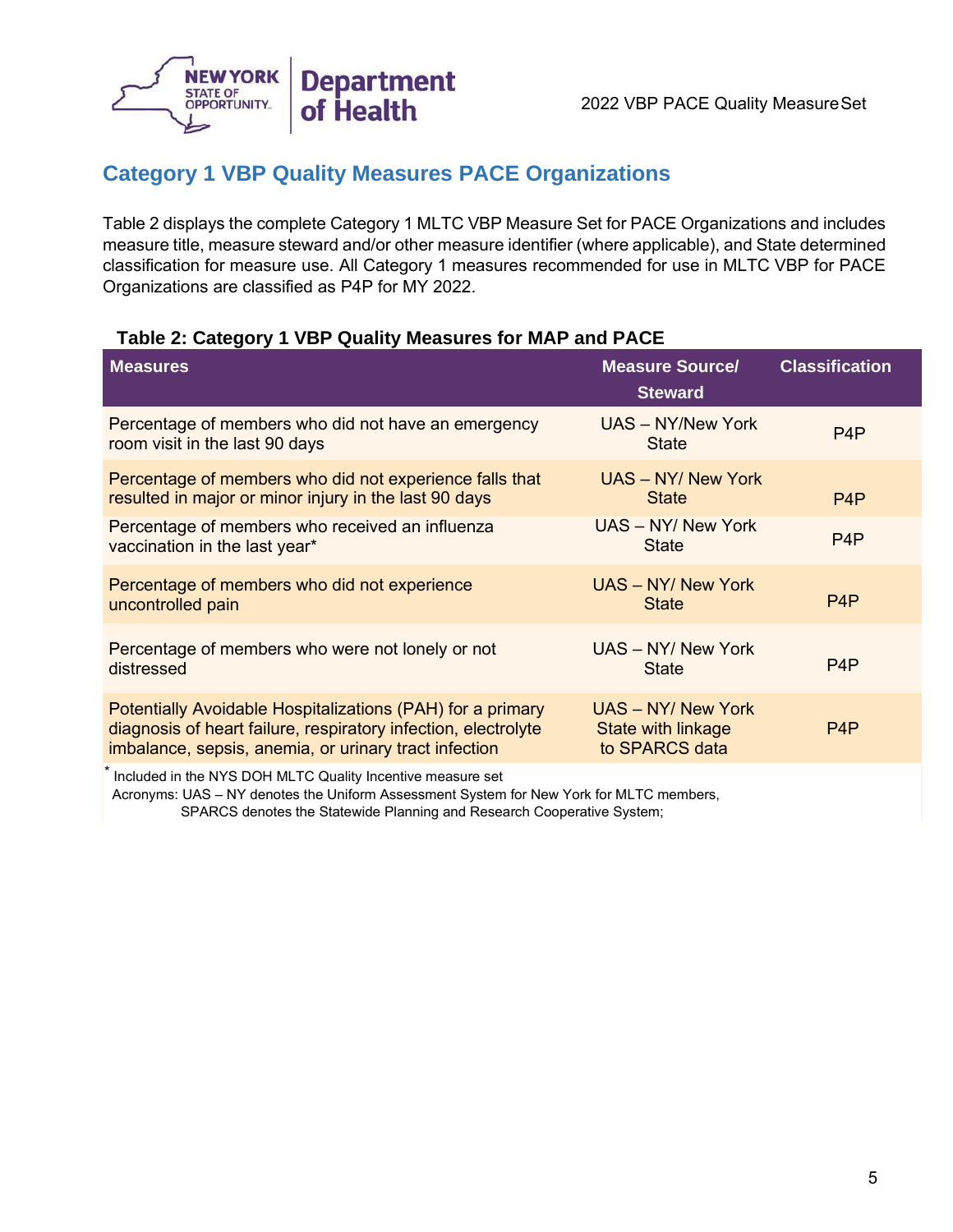## Category 1 VBP Quality Measures PACE Organizations

Table 2 displays the complete Category 1 MLTC VBP Measure Set for PACE Organizations and includes measure title, measure steward and/or other measure identifier (where applicable), and State determined classification for measure use. All Category 1 measures recommended for use in MLTC VBP for PACE Organizations are classified as P4P for MY 2022.

**Table 2: Category 1 VBP Quality Measures for MAP and PACE**

| Measures | Measure Source/ Steward | Classification |
|---|---|---|
| Percentage of members who did not have an emergency room visit in the last 90 days | UAS – NY/New York State | P4P |
| Percentage of members who did not experience falls that resulted in major or minor injury in the last 90 days | UAS – NY/ New York State | P4P |
| Percentage of members who received an influenza vaccination in the last year* | UAS – NY/ New York State | P4P |
| Percentage of members who did not experience uncontrolled pain | UAS – NY/ New York State | P4P |
| Percentage of members who were not lonely or not distressed | UAS – NY/ New York State | P4P |
| Potentially Avoidable Hospitalizations (PAH) for a primary diagnosis of heart failure, respiratory infection, electrolyte imbalance, sepsis, anemia, or urinary tract infection | UAS – NY/ New York State with linkage to SPARCS data | P4P |

\* Included in the NYS DOH MLTC Quality Incentive measure set

Acronyms: UAS – NY denotes the Uniform Assessment System for New York for MLTC members, SPARCS denotes the Statewide Planning and Research Cooperative System;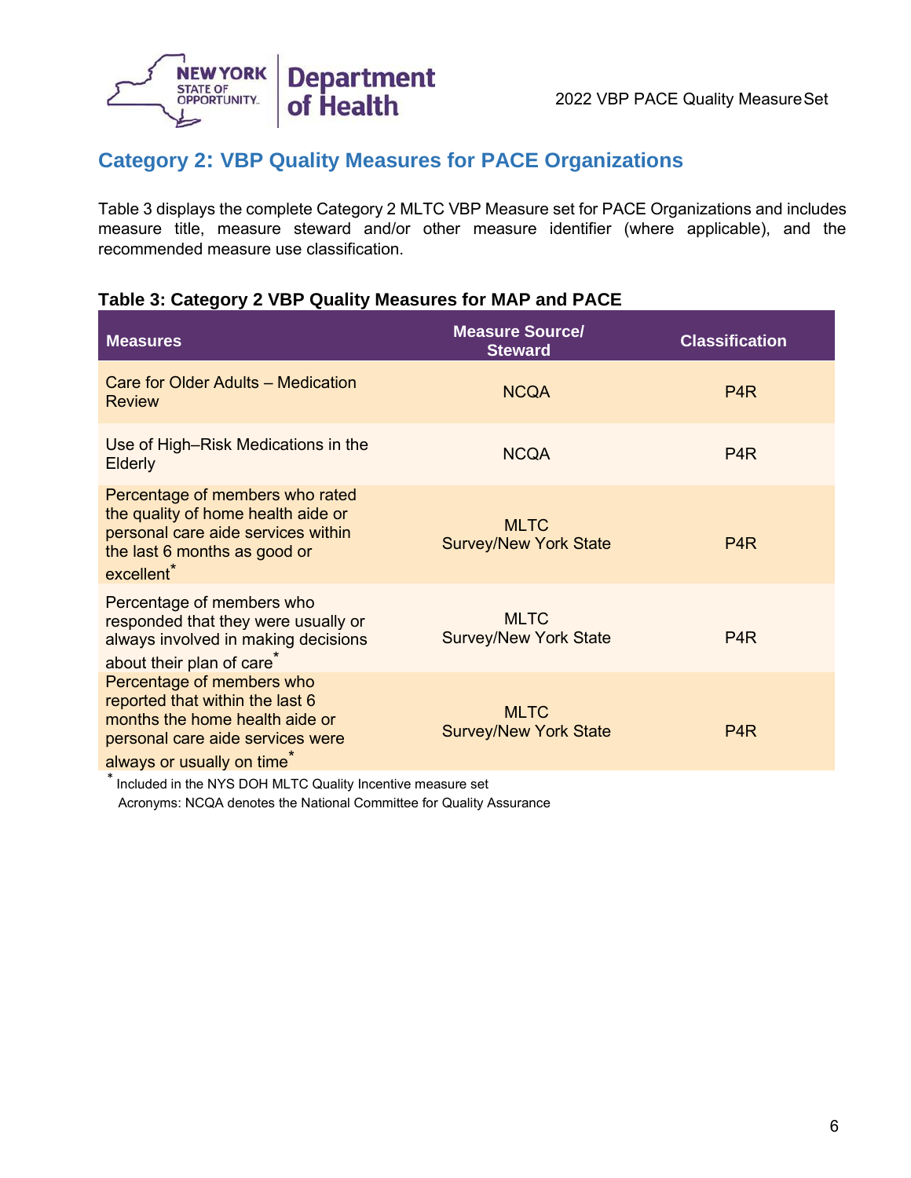## Category 2: VBP Quality Measures for PACE Organizations

Table 3 displays the complete Category 2 MLTC VBP Measure set for PACE Organizations and includes measure title, measure steward and/or other measure identifier (where applicable), and the recommended measure use classification.

**Table 3: Category 2 VBP Quality Measures for MAP and PACE**

| Measures | Measure Source/ Steward | Classification |
|---|---|---|
| Care for Older Adults – Medication Review | NCQA | P4R |
| Use of High–Risk Medications in the Elderly | NCQA | P4R |
| Percentage of members who rated the quality of home health aide or personal care aide services within the last 6 months as good or excellent* | MLTC Survey/New York State | P4R |
| Percentage of members who responded that they were usually or always involved in making decisions about their plan of care* | MLTC Survey/New York State | P4R |
| Percentage of members who reported that within the last 6 months the home health aide or personal care aide services were always or usually on time* | MLTC Survey/New York State | P4R |

\* Included in the NYS DOH MLTC Quality Incentive measure set

Acronyms: NCQA denotes the National Committee for Quality Assurance